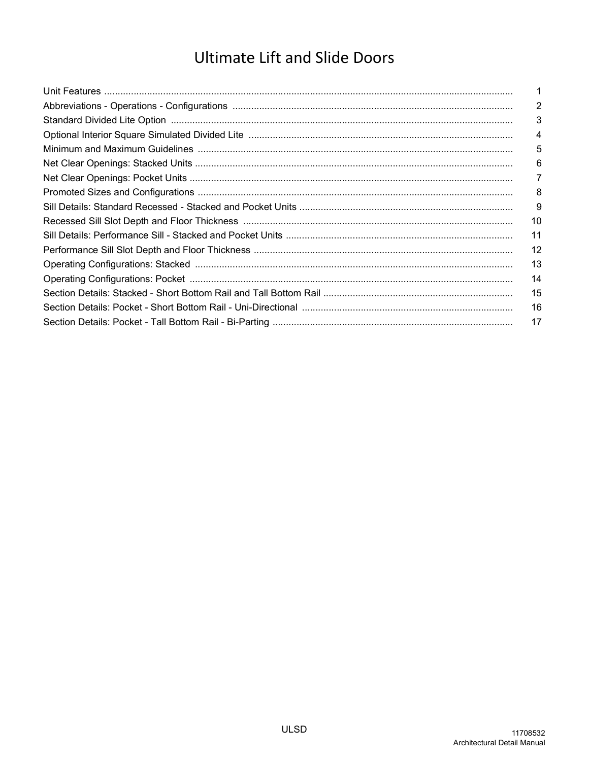# Ultimate Lift and Slide Doors

| | |
|---|---|
| Unit Features | 1 |
| Abbreviations - Operations - Configurations | 2 |
| Standard Divided Lite Option | 3 |
| Optional Interior Square Simulated Divided Lite | 4 |
| Minimum and Maximum Guidelines | 5 |
| Net Clear Openings: Stacked Units | 6 |
| Net Clear Openings: Pocket Units | 7 |
| Promoted Sizes and Configurations | 8 |
| Sill Details: Standard Recessed - Stacked and Pocket Units | 9 |
| Recessed Sill Slot Depth and Floor Thickness | 10 |
| Sill Details: Performance Sill - Stacked and Pocket Units | 11 |
| Performance Sill Slot Depth and Floor Thickness | 12 |
| Operating Configurations: Stacked | 13 |
| Operating Configurations: Pocket | 14 |
| Section Details: Stacked - Short Bottom Rail and Tall Bottom Rail | 15 |
| Section Details: Pocket - Short Bottom Rail - Uni-Directional | 16 |
| Section Details: Pocket - Tall Bottom Rail - Bi-Parting | 17 |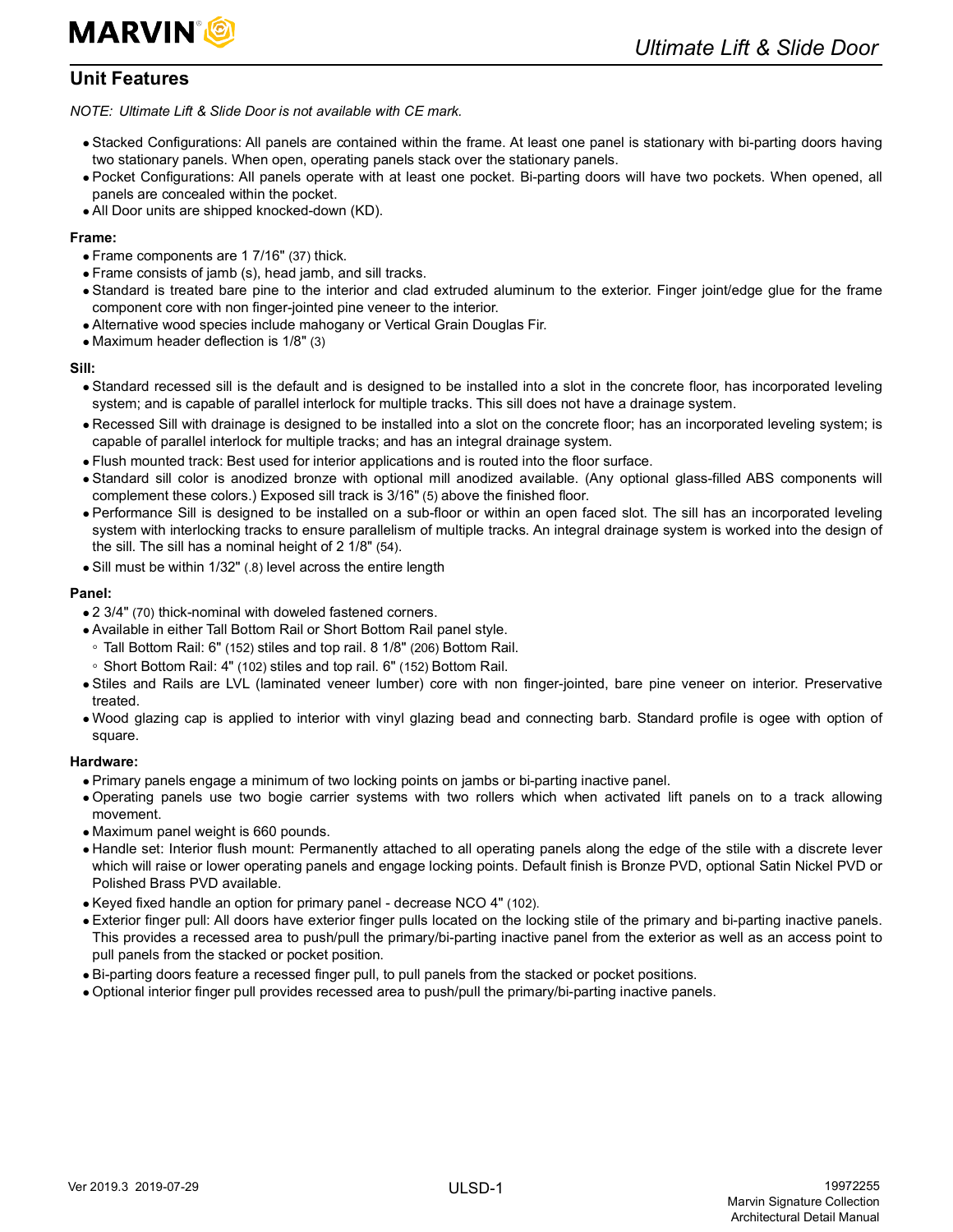## Unit Features

*NOTE: Ultimate Lift & Slide Door is not available with CE mark.*

- Stacked Configurations: All panels are contained within the frame. At least one panel is stationary with bi-parting doors having two stationary panels. When open, operating panels stack over the stationary panels.
- Pocket Configurations: All panels operate with at least one pocket. Bi-parting doors will have two pockets. When opened, all panels are concealed within the pocket.
- All Door units are shipped knocked-down (KD).

**Frame:**

- Frame components are 1 7/16" (37) thick.
- Frame consists of jamb (s), head jamb, and sill tracks.
- Standard is treated bare pine to the interior and clad extruded aluminum to the exterior. Finger joint/edge glue for the frame component core with non finger-jointed pine veneer to the interior.
- Alternative wood species include mahogany or Vertical Grain Douglas Fir.
- Maximum header deflection is 1/8" (3)

**Sill:**

- Standard recessed sill is the default and is designed to be installed into a slot in the concrete floor, has incorporated leveling system; and is capable of parallel interlock for multiple tracks. This sill does not have a drainage system.
- Recessed Sill with drainage is designed to be installed into a slot on the concrete floor; has an incorporated leveling system; is capable of parallel interlock for multiple tracks; and has an integral drainage system.
- Flush mounted track: Best used for interior applications and is routed into the floor surface.
- Standard sill color is anodized bronze with optional mill anodized available. (Any optional glass-filled ABS components will complement these colors.) Exposed sill track is 3/16" (5) above the finished floor.
- Performance Sill is designed to be installed on a sub-floor or within an open faced slot. The sill has an incorporated leveling system with interlocking tracks to ensure parallelism of multiple tracks. An integral drainage system is worked into the design of the sill. The sill has a nominal height of 2 1/8" (54).
- Sill must be within 1/32" (.8) level across the entire length

**Panel:**

- 2 3/4" (70) thick-nominal with doweled fastened corners.
- Available in either Tall Bottom Rail or Short Bottom Rail panel style.
  - Tall Bottom Rail: 6" (152) stiles and top rail. 8 1/8" (206) Bottom Rail.
  - Short Bottom Rail: 4" (102) stiles and top rail. 6" (152) Bottom Rail.
- Stiles and Rails are LVL (laminated veneer lumber) core with non finger-jointed, bare pine veneer on interior. Preservative treated.
- Wood glazing cap is applied to interior with vinyl glazing bead and connecting barb. Standard profile is ogee with option of square.

**Hardware:**

- Primary panels engage a minimum of two locking points on jambs or bi-parting inactive panel.
- Operating panels use two bogie carrier systems with two rollers which when activated lift panels on to a track allowing movement.
- Maximum panel weight is 660 pounds.
- Handle set: Interior flush mount: Permanently attached to all operating panels along the edge of the stile with a discrete lever which will raise or lower operating panels and engage locking points. Default finish is Bronze PVD, optional Satin Nickel PVD or Polished Brass PVD available.
- Keyed fixed handle an option for primary panel - decrease NCO 4" (102).
- Exterior finger pull: All doors have exterior finger pulls located on the locking stile of the primary and bi-parting inactive panels. This provides a recessed area to push/pull the primary/bi-parting inactive panel from the exterior as well as an access point to pull panels from the stacked or pocket position.
- Bi-parting doors feature a recessed finger pull, to pull panels from the stacked or pocket positions.
- Optional interior finger pull provides recessed area to push/pull the primary/bi-parting inactive panels.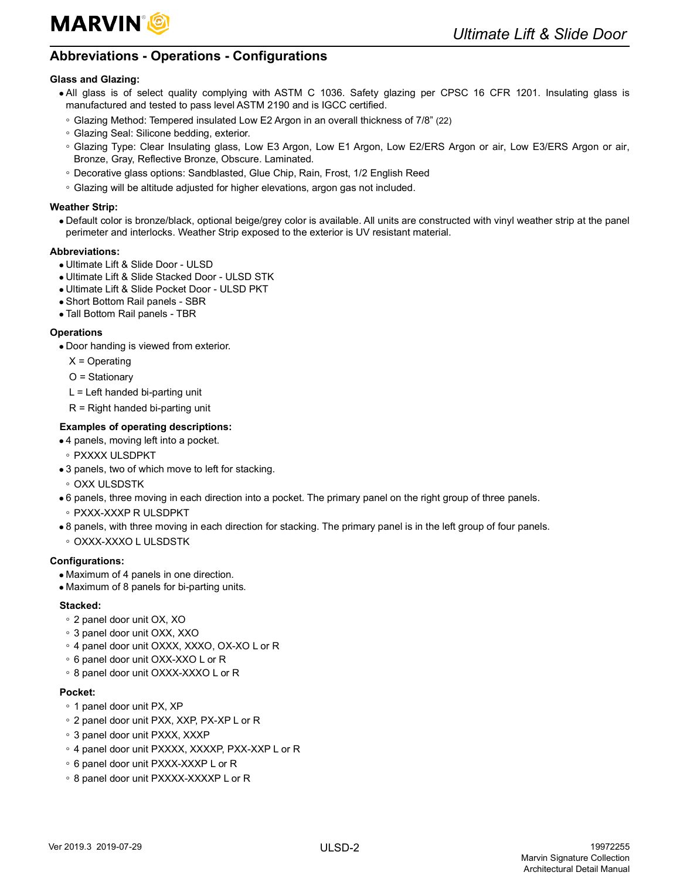## Abbreviations - Operations - Configurations

**Glass and Glazing:**

- All glass is of select quality complying with ASTM C 1036. Safety glazing per CPSC 16 CFR 1201. Insulating glass is manufactured and tested to pass level ASTM 2190 and is IGCC certified.
  - Glazing Method: Tempered insulated Low E2 Argon in an overall thickness of 7/8" (22)
  - Glazing Seal: Silicone bedding, exterior.
  - Glazing Type: Clear Insulating glass, Low E3 Argon, Low E1 Argon, Low E2/ERS Argon or air, Low E3/ERS Argon or air, Bronze, Gray, Reflective Bronze, Obscure. Laminated.
  - Decorative glass options: Sandblasted, Glue Chip, Rain, Frost, 1/2 English Reed
  - Glazing will be altitude adjusted for higher elevations, argon gas not included.

**Weather Strip:**

- Default color is bronze/black, optional beige/grey color is available. All units are constructed with vinyl weather strip at the panel perimeter and interlocks. Weather Strip exposed to the exterior is UV resistant material.

**Abbreviations:**

- Ultimate Lift & Slide Door - ULSD
- Ultimate Lift & Slide Stacked Door - ULSD STK
- Ultimate Lift & Slide Pocket Door - ULSD PKT
- Short Bottom Rail panels - SBR
- Tall Bottom Rail panels - TBR

**Operations**

- Door handing is viewed from exterior.

X = Operating

O = Stationary

L = Left handed bi-parting unit

R = Right handed bi-parting unit

**Examples of operating descriptions:**

- 4 panels, moving left into a pocket.
  - PXXXX ULSDPKT
- 3 panels, two of which move to left for stacking.
  - OXX ULSDSTK
- 6 panels, three moving in each direction into a pocket. The primary panel on the right group of three panels.
  - PXXX-XXXP R ULSDPKT
- 8 panels, with three moving in each direction for stacking. The primary panel is in the left group of four panels.
  - OXXX-XXXO L ULSDSTK

**Configurations:**

- Maximum of 4 panels in one direction.
- Maximum of 8 panels for bi-parting units.

**Stacked:**

- 2 panel door unit OX, XO
- 3 panel door unit OXX, XXO
- 4 panel door unit OXXX, XXXO, OX-XO L or R
- 6 panel door unit OXX-XXO L or R
- 8 panel door unit OXXX-XXXO L or R

**Pocket:**

- 1 panel door unit PX, XP
- 2 panel door unit PXX, XXP, PX-XP L or R
- 3 panel door unit PXXX, XXXP
- 4 panel door unit PXXXX, XXXXP, PXX-XXP L or R
- 6 panel door unit PXXX-XXXP L or R
- 8 panel door unit PXXXX-XXXXP L or R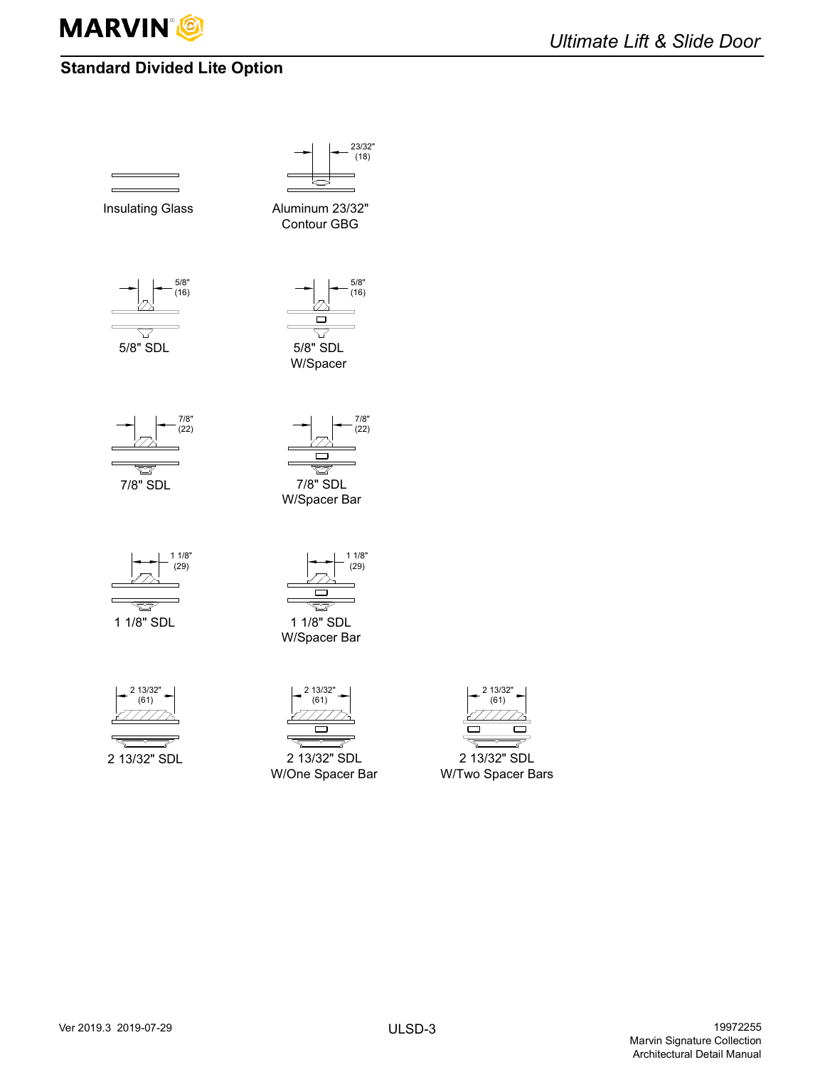## Standard Divided Lite Option

23/32" (18)

Insulating Glass

Aluminum 23/32" Contour GBG

5/8" (16)

5/8" SDL

5/8" (16)

5/8" SDL W/Spacer

7/8" (22)

7/8" SDL

7/8" (22)

7/8" SDL W/Spacer Bar

1 1/8" (29)

1 1/8" SDL

1 1/8" (29)

1 1/8" SDL W/Spacer Bar

2 13/32" (61)

2 13/32" SDL

2 13/32" (61)

2 13/32" SDL W/One Spacer Bar

2 13/32" (61)

2 13/32" SDL W/Two Spacer Bars

Ver 2019.3 2019-07-29

19972255
Marvin Signature Collection
Architectural Detail Manual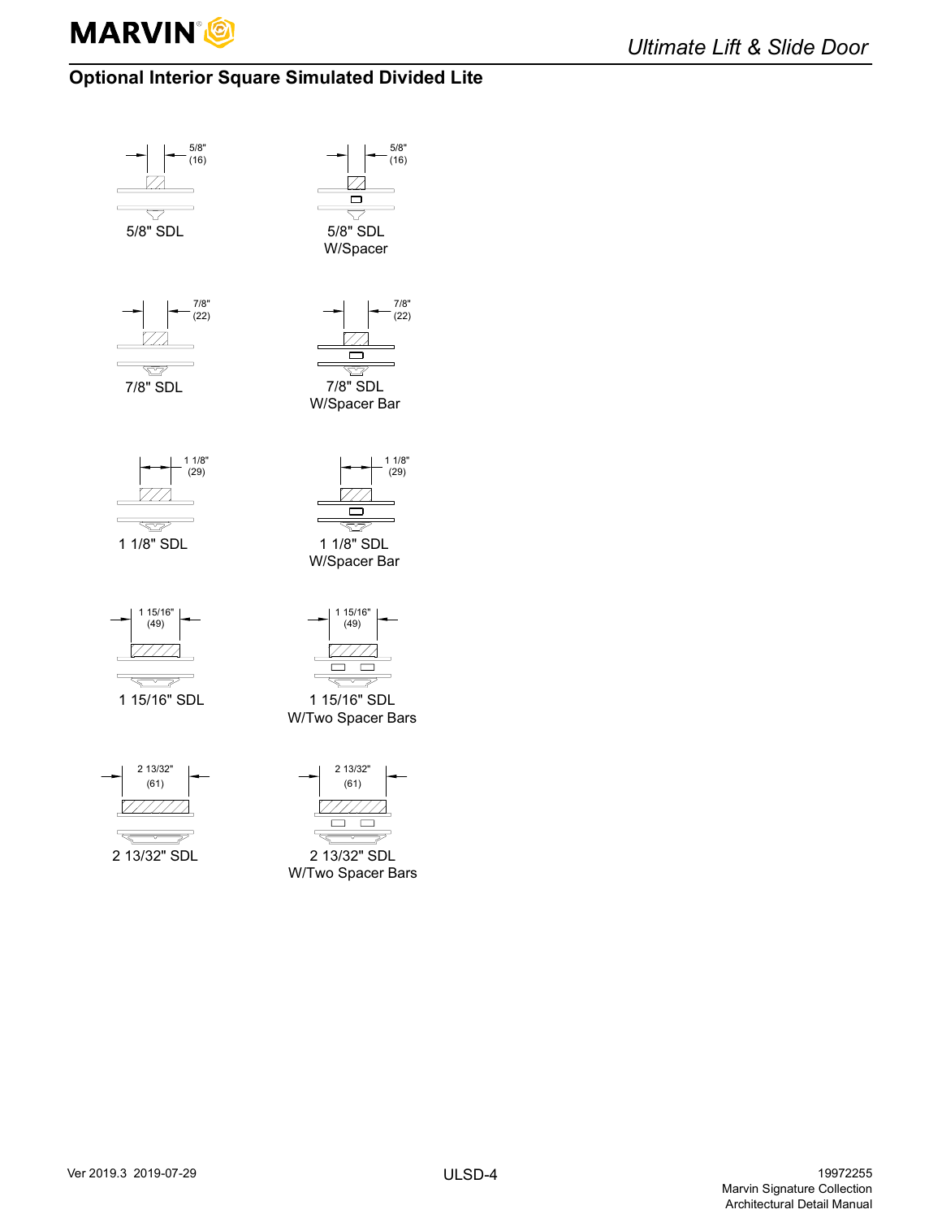## Optional Interior Square Simulated Divided Lite

5/8" (16)

5/8" SDL

5/8" (16)

5/8" SDL W/Spacer

7/8" (22)

7/8" SDL

7/8" (22)

7/8" SDL W/Spacer Bar

1 1/8" (29)

1 1/8" SDL

1 1/8" (29)

1 1/8" SDL W/Spacer Bar

1 15/16" (49)

1 15/16" SDL

1 15/16" (49)

1 15/16" SDL W/Two Spacer Bars

2 13/32" (61)

2 13/32" SDL

2 13/32" (61)

2 13/32" SDL W/Two Spacer Bars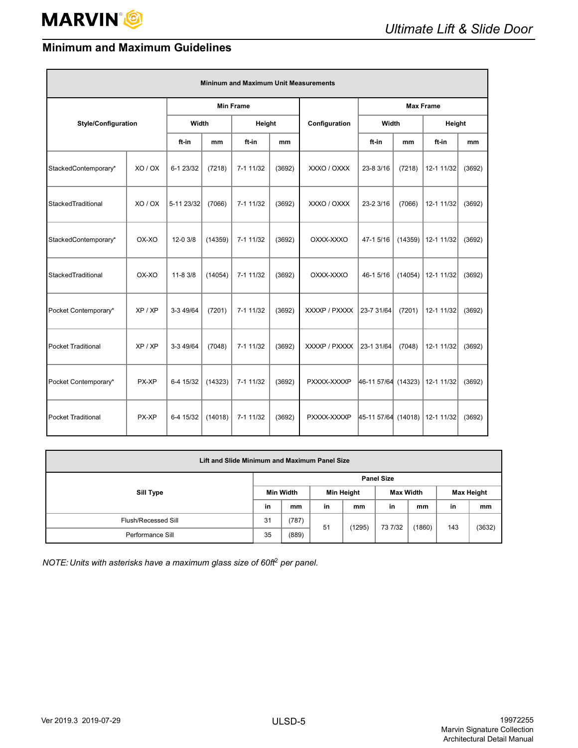## Minimum and Maximum Guidelines

| Mininum and Maximum Unit Measurements | | | | | | | | | | |
|---|---|---|---|---|---|---|---|---|---|---|
| Style/Configuration | | Min Frame | | | | Configuration | Max Frame | | | |
| | | Width | | Height | | | Width | | Height | |
| | | ft-in | mm | ft-in | mm | | ft-in | mm | ft-in | mm |
| StackedContemporary* | XO / OX | 6-1 23/32 | (7218) | 7-1 11/32 | (3692) | XXXO / OXXX | 23-8 3/16 | (7218) | 12-1 11/32 | (3692) |
| StackedTraditional | XO / OX | 5-11 23/32 | (7066) | 7-1 11/32 | (3692) | XXXO / OXXX | 23-2 3/16 | (7066) | 12-1 11/32 | (3692) |
| StackedContemporary* | OX-XO | 12-0 3/8 | (14359) | 7-1 11/32 | (3692) | OXXX-XXXO | 47-1 5/16 | (14359) | 12-1 11/32 | (3692) |
| StackedTraditional | OX-XO | 11-8 3/8 | (14054) | 7-1 11/32 | (3692) | OXXX-XXXO | 46-1 5/16 | (14054) | 12-1 11/32 | (3692) |
| Pocket Contemporary* | XP / XP | 3-3 49/64 | (7201) | 7-1 11/32 | (3692) | XXXXP / PXXXX | 23-7 31/64 | (7201) | 12-1 11/32 | (3692) |
| Pocket Traditional | XP / XP | 3-3 49/64 | (7048) | 7-1 11/32 | (3692) | XXXXP / PXXXX | 23-1 31/64 | (7048) | 12-1 11/32 | (3692) |
| Pocket Contemporary* | PX-XP | 6-4 15/32 | (14323) | 7-1 11/32 | (3692) | PXXXX-XXXXP | 46-11 57/64 | (14323) | 12-1 11/32 | (3692) |
| Pocket Traditional | PX-XP | 6-4 15/32 | (14018) | 7-1 11/32 | (3692) | PXXXX-XXXXP | 45-11 57/64 | (14018) | 12-1 11/32 | (3692) |

| Lift and Slide Minimum and Maximum Panel Size | | | | | | | | |
|---|---|---|---|---|---|---|---|---|
| Sill Type | Panel Size | | | | | | | |
| | Min Width | | Min Height | | Max Width | | Max Height | |
| | in | mm | in | mm | in | mm | in | mm |
| Flush/Recessed Sill | 31 | (787) | 51 | (1295) | 73 7/32 | (1860) | 143 | (3632) |
| Performance Sill | 35 | (889) | | | | | | |

*NOTE: Units with asterisks have a maximum glass size of 60ft² per panel.*

Ver 2019.3 2019-07-29

19972255
Marvin Signature Collection
Architectural Detail Manual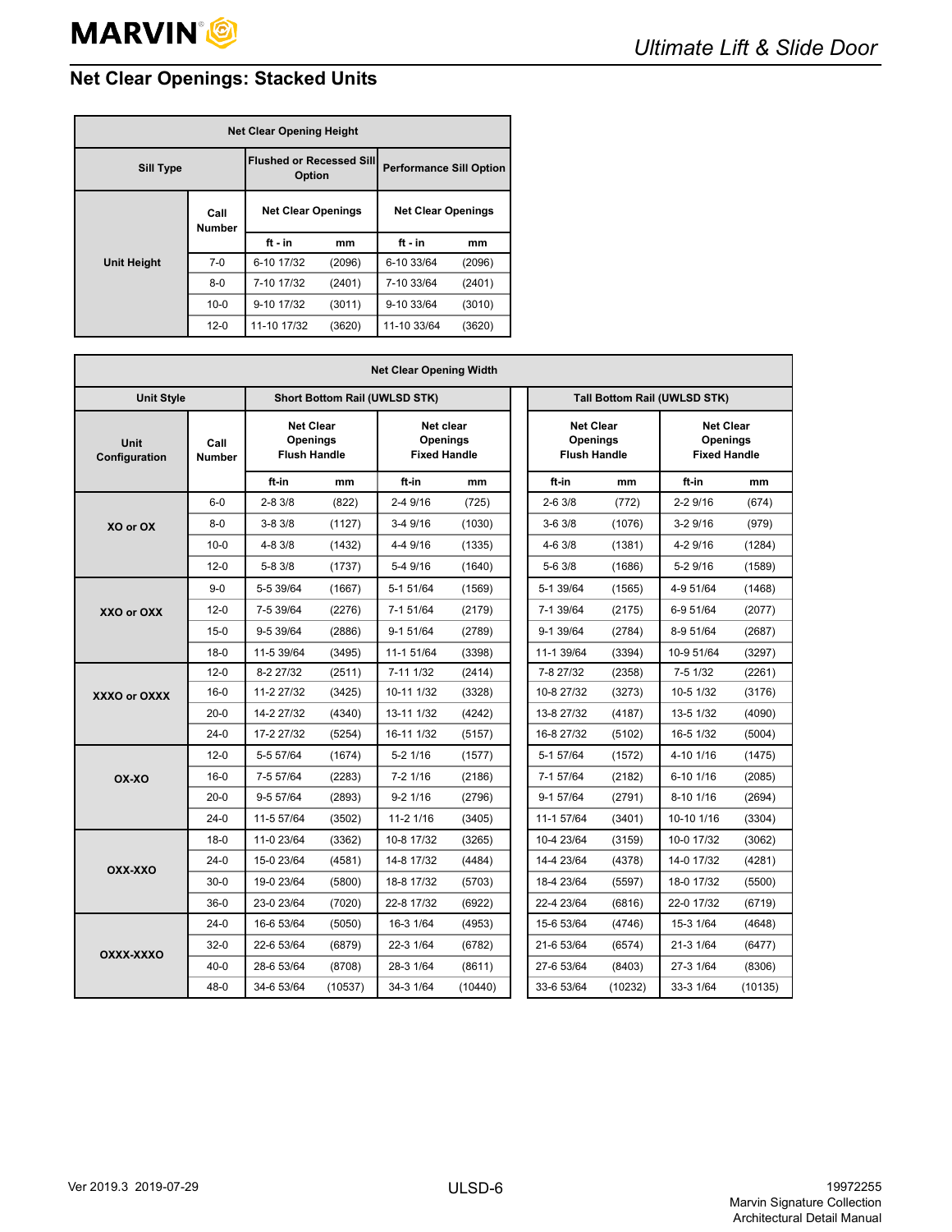## Net Clear Openings: Stacked Units

| Net Clear Opening Height | | | | | |
|---|---|---|---|---|---|
| Sill Type | | Flushed or Recessed Sill Option | | Performance Sill Option | |
| Unit Height | Call Number | Net Clear Openings | | Net Clear Openings | |
| | | ft - in | mm | ft - in | mm |
| | 7-0 | 6-10 17/32 | (2096) | 6-10 33/64 | (2096) |
| | 8-0 | 7-10 17/32 | (2401) | 7-10 33/64 | (2401) |
| | 10-0 | 9-10 17/32 | (3011) | 9-10 33/64 | (3010) |
| | 12-0 | 11-10 17/32 | (3620) | 11-10 33/64 | (3620) |

| Net Clear Opening Width | | | | | | | | | |
|---|---|---|---|---|---|---|---|---|---|
| Unit Style | | Short Bottom Rail (UWLSD STK) | | | | Tall Bottom Rail (UWLSD STK) | | | |
| Unit Configuration | Call Number | Net Clear Openings Flush Handle | | Net clear Openings Fixed Handle | | Net Clear Openings Flush Handle | | Net Clear Openings Fixed Handle | |
| | | ft-in | mm | ft-in | mm | ft-in | mm | ft-in | mm |
| XO or OX | 6-0 | 2-8 3/8 | (822) | 2-4 9/16 | (725) | 2-6 3/8 | (772) | 2-2 9/16 | (674) |
| | 8-0 | 3-8 3/8 | (1127) | 3-4 9/16 | (1030) | 3-6 3/8 | (1076) | 3-2 9/16 | (979) |
| | 10-0 | 4-8 3/8 | (1432) | 4-4 9/16 | (1335) | 4-6 3/8 | (1381) | 4-2 9/16 | (1284) |
| | 12-0 | 5-8 3/8 | (1737) | 5-4 9/16 | (1640) | 5-6 3/8 | (1686) | 5-2 9/16 | (1589) |
| XXO or OXX | 9-0 | 5-5 39/64 | (1667) | 5-1 51/64 | (1569) | 5-1 39/64 | (1565) | 4-9 51/64 | (1468) |
| | 12-0 | 7-5 39/64 | (2276) | 7-1 51/64 | (2179) | 7-1 39/64 | (2175) | 6-9 51/64 | (2077) |
| | 15-0 | 9-5 39/64 | (2886) | 9-1 51/64 | (2789) | 9-1 39/64 | (2784) | 8-9 51/64 | (2687) |
| | 18-0 | 11-5 39/64 | (3495) | 11-1 51/64 | (3398) | 11-1 39/64 | (3394) | 10-9 51/64 | (3297) |
| XXXO or OXXX | 12-0 | 8-2 27/32 | (2511) | 7-11 1/32 | (2414) | 7-8 27/32 | (2358) | 7-5 1/32 | (2261) |
| | 16-0 | 11-2 27/32 | (3425) | 10-11 1/32 | (3328) | 10-8 27/32 | (3273) | 10-5 1/32 | (3176) |
| | 20-0 | 14-2 27/32 | (4340) | 13-11 1/32 | (4242) | 13-8 27/32 | (4187) | 13-5 1/32 | (4090) |
| | 24-0 | 17-2 27/32 | (5254) | 16-11 1/32 | (5157) | 16-8 27/32 | (5102) | 16-5 1/32 | (5004) |
| OX-XO | 12-0 | 5-5 57/64 | (1674) | 5-2 1/16 | (1577) | 5-1 57/64 | (1572) | 4-10 1/16 | (1475) |
| | 16-0 | 7-5 57/64 | (2283) | 7-2 1/16 | (2186) | 7-1 57/64 | (2182) | 6-10 1/16 | (2085) |
| | 20-0 | 9-5 57/64 | (2893) | 9-2 1/16 | (2796) | 9-1 57/64 | (2791) | 8-10 1/16 | (2694) |
| | 24-0 | 11-5 57/64 | (3502) | 11-2 1/16 | (3405) | 11-1 57/64 | (3401) | 10-10 1/16 | (3304) |
| OXX-XXO | 18-0 | 11-0 23/64 | (3362) | 10-8 17/32 | (3265) | 10-4 23/64 | (3159) | 10-0 17/32 | (3062) |
| | 24-0 | 15-0 23/64 | (4581) | 14-8 17/32 | (4484) | 14-4 23/64 | (4378) | 14-0 17/32 | (4281) |
| | 30-0 | 19-0 23/64 | (5800) | 18-8 17/32 | (5703) | 18-4 23/64 | (5597) | 18-0 17/32 | (5500) |
| | 36-0 | 23-0 23/64 | (7020) | 22-8 17/32 | (6922) | 22-4 23/64 | (6816) | 22-0 17/32 | (6719) |
| OXXX-XXXO | 24-0 | 16-6 53/64 | (5050) | 16-3 1/64 | (4953) | 15-6 53/64 | (4746) | 15-3 1/64 | (4648) |
| | 32-0 | 22-6 53/64 | (6879) | 22-3 1/64 | (6782) | 21-6 53/64 | (6574) | 21-3 1/64 | (6477) |
| | 40-0 | 28-6 53/64 | (8708) | 28-3 1/64 | (8611) | 27-6 53/64 | (8403) | 27-3 1/64 | (8306) |
| | 48-0 | 34-6 53/64 | (10537) | 34-3 1/64 | (10440) | 33-6 53/64 | (10232) | 33-3 1/64 | (10135) |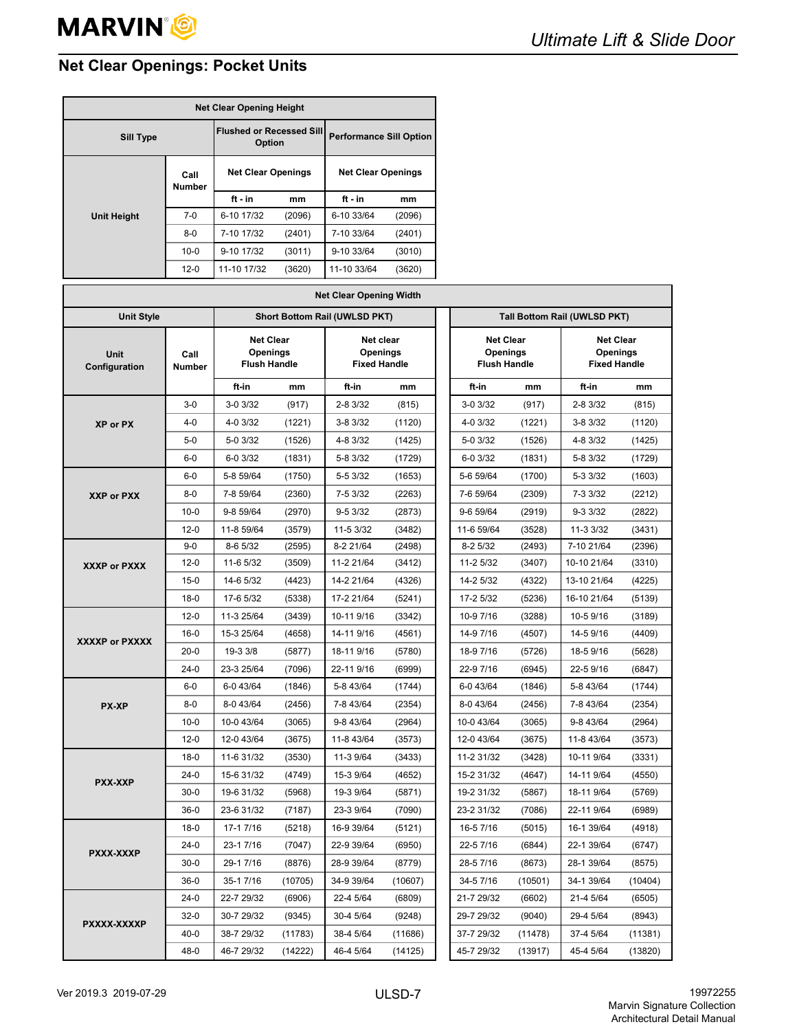## Net Clear Openings: Pocket Units

| Net Clear Opening Height | | | | | |
|---|---|---|---|---|---|
| **Sill Type** | | **Flushed or Recessed Sill Option** | | **Performance Sill Option** | |
| **Unit Height** | **Call Number** | **Net Clear Openings** | | **Net Clear Openings** | |
| | | **ft - in** | **mm** | **ft - in** | **mm** |
| | 7-0 | 6-10 17/32 | (2096) | 6-10 33/64 | (2096) |
| | 8-0 | 7-10 17/32 | (2401) | 7-10 33/64 | (2401) |
| | 10-0 | 9-10 17/32 | (3011) | 9-10 33/64 | (3010) |
| | 12-0 | 11-10 17/32 | (3620) | 11-10 33/64 | (3620) |

| Net Clear Opening Width | | | | | | | | | |
|---|---|---|---|---|---|---|---|---|---|
| **Unit Style** | | **Short Bottom Rail (UWLSD PKT)** | | | | **Tall Bottom Rail (UWLSD PKT)** | | | |
| **Unit Configuration** | **Call Number** | **Net Clear Openings Flush Handle** | | **Net clear Openings Fixed Handle** | | **Net Clear Openings Flush Handle** | | **Net Clear Openings Fixed Handle** | |
| | | **ft-in** | **mm** | **ft-in** | **mm** | **ft-in** | **mm** | **ft-in** | **mm** |
| **XP or PX** | 3-0 | 3-0 3/32 | (917) | 2-8 3/32 | (815) | 3-0 3/32 | (917) | 2-8 3/32 | (815) |
| | 4-0 | 4-0 3/32 | (1221) | 3-8 3/32 | (1120) | 4-0 3/32 | (1221) | 3-8 3/32 | (1120) |
| | 5-0 | 5-0 3/32 | (1526) | 4-8 3/32 | (1425) | 5-0 3/32 | (1526) | 4-8 3/32 | (1425) |
| | 6-0 | 6-0 3/32 | (1831) | 5-8 3/32 | (1729) | 6-0 3/32 | (1831) | 5-8 3/32 | (1729) |
| **XXP or PXX** | 6-0 | 5-8 59/64 | (1750) | 5-5 3/32 | (1653) | 5-6 59/64 | (1700) | 5-3 3/32 | (1603) |
| | 8-0 | 7-8 59/64 | (2360) | 7-5 3/32 | (2263) | 7-6 59/64 | (2309) | 7-3 3/32 | (2212) |
| | 10-0 | 9-8 59/64 | (2970) | 9-5 3/32 | (2873) | 9-6 59/64 | (2919) | 9-3 3/32 | (2822) |
| | 12-0 | 11-8 59/64 | (3579) | 11-5 3/32 | (3482) | 11-6 59/64 | (3528) | 11-3 3/32 | (3431) |
| **XXXP or PXXX** | 9-0 | 8-6 5/32 | (2595) | 8-2 21/64 | (2498) | 8-2 5/32 | (2493) | 7-10 21/64 | (2396) |
| | 12-0 | 11-6 5/32 | (3509) | 11-2 21/64 | (3412) | 11-2 5/32 | (3407) | 10-10 21/64 | (3310) |
| | 15-0 | 14-6 5/32 | (4423) | 14-2 21/64 | (4326) | 14-2 5/32 | (4322) | 13-10 21/64 | (4225) |
| | 18-0 | 17-6 5/32 | (5338) | 17-2 21/64 | (5241) | 17-2 5/32 | (5236) | 16-10 21/64 | (5139) |
| **XXXXP or PXXXX** | 12-0 | 11-3 25/64 | (3439) | 10-11 9/16 | (3342) | 10-9 7/16 | (3288) | 10-5 9/16 | (3189) |
| | 16-0 | 15-3 25/64 | (4658) | 14-11 9/16 | (4561) | 14-9 7/16 | (4507) | 14-5 9/16 | (4409) |
| | 20-0 | 19-3 3/8 | (5877) | 18-11 9/16 | (5780) | 18-9 7/16 | (5726) | 18-5 9/16 | (5628) |
| | 24-0 | 23-3 25/64 | (7096) | 22-11 9/16 | (6999) | 22-9 7/16 | (6945) | 22-5 9/16 | (6847) |
| **PX-XP** | 6-0 | 6-0 43/64 | (1846) | 5-8 43/64 | (1744) | 6-0 43/64 | (1846) | 5-8 43/64 | (1744) |
| | 8-0 | 8-0 43/64 | (2456) | 7-8 43/64 | (2354) | 8-0 43/64 | (2456) | 7-8 43/64 | (2354) |
| | 10-0 | 10-0 43/64 | (3065) | 9-8 43/64 | (2964) | 10-0 43/64 | (3065) | 9-8 43/64 | (2964) |
| | 12-0 | 12-0 43/64 | (3675) | 11-8 43/64 | (3573) | 12-0 43/64 | (3675) | 11-8 43/64 | (3573) |
| **PXX-XXP** | 18-0 | 11-6 31/32 | (3530) | 11-3 9/64 | (3433) | 11-2 31/32 | (3428) | 10-11 9/64 | (3331) |
| | 24-0 | 15-6 31/32 | (4749) | 15-3 9/64 | (4652) | 15-2 31/32 | (4647) | 14-11 9/64 | (4550) |
| | 30-0 | 19-6 31/32 | (5968) | 19-3 9/64 | (5871) | 19-2 31/32 | (5867) | 18-11 9/64 | (5769) |
| | 36-0 | 23-6 31/32 | (7187) | 23-3 9/64 | (7090) | 23-2 31/32 | (7086) | 22-11 9/64 | (6989) |
| **PXXX-XXXP** | 18-0 | 17-1 7/16 | (5218) | 16-9 39/64 | (5121) | 16-5 7/16 | (5015) | 16-1 39/64 | (4918) |
| | 24-0 | 23-1 7/16 | (7047) | 22-9 39/64 | (6950) | 22-5 7/16 | (6844) | 22-1 39/64 | (6747) |
| | 30-0 | 29-1 7/16 | (8876) | 28-9 39/64 | (8779) | 28-5 7/16 | (8673) | 28-1 39/64 | (8575) |
| | 36-0 | 35-1 7/16 | (10705) | 34-9 39/64 | (10607) | 34-5 7/16 | (10501) | 34-1 39/64 | (10404) |
| **PXXXX-XXXXP** | 24-0 | 22-7 29/32 | (6906) | 22-4 5/64 | (6809) | 21-7 29/32 | (6602) | 21-4 5/64 | (6505) |
| | 32-0 | 30-7 29/32 | (9345) | 30-4 5/64 | (9248) | 29-7 29/32 | (9040) | 29-4 5/64 | (8943) |
| | 40-0 | 38-7 29/32 | (11783) | 38-4 5/64 | (11686) | 37-7 29/32 | (11478) | 37-4 5/64 | (11381) |
| | 48-0 | 46-7 29/32 | (14222) | 46-4 5/64 | (14125) | 45-7 29/32 | (13917) | 45-4 5/64 | (13820) |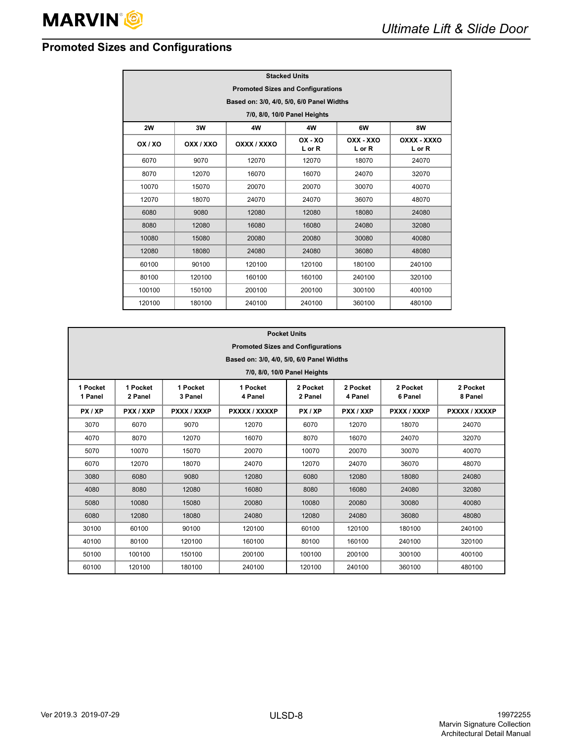## Promoted Sizes and Configurations

| Stacked Units<br>Promoted Sizes and Configurations<br>Based on: 3/0, 4/0, 5/0, 6/0 Panel Widths<br>7/0, 8/0, 10/0 Panel Heights | | | | | |
|---|---|---|---|---|---|
| 2W | 3W | 4W | 4W | 6W | 8W |
| OX / XO | OXX / XXO | OXXX / XXXO | OX - XO<br>L or R | OXX - XXO<br>L or R | OXXX - XXXO<br>L or R |
| 6070 | 9070 | 12070 | 12070 | 18070 | 24070 |
| 8070 | 12070 | 16070 | 16070 | 24070 | 32070 |
| 10070 | 15070 | 20070 | 20070 | 30070 | 40070 |
| 12070 | 18070 | 24070 | 24070 | 36070 | 48070 |
| 6080 | 9080 | 12080 | 12080 | 18080 | 24080 |
| 8080 | 12080 | 16080 | 16080 | 24080 | 32080 |
| 10080 | 15080 | 20080 | 20080 | 30080 | 40080 |
| 12080 | 18080 | 24080 | 24080 | 36080 | 48080 |
| 60100 | 90100 | 120100 | 120100 | 180100 | 240100 |
| 80100 | 120100 | 160100 | 160100 | 240100 | 320100 |
| 100100 | 150100 | 200100 | 200100 | 300100 | 400100 |
| 120100 | 180100 | 240100 | 240100 | 360100 | 480100 |

| Pocket Units<br>Promoted Sizes and Configurations<br>Based on: 3/0, 4/0, 5/0, 6/0 Panel Widths<br>7/0, 8/0, 10/0 Panel Heights | | | | | | | |
|---|---|---|---|---|---|---|---|
| 1 Pocket<br>1 Panel | 1 Pocket<br>2 Panel | 1 Pocket<br>3 Panel | 1 Pocket<br>4 Panel | 2 Pocket<br>2 Panel | 2 Pocket<br>4 Panel | 2 Pocket<br>6 Panel | 2 Pocket<br>8 Panel |
| PX / XP | PXX / XXP | PXXX / XXXP | PXXXX / XXXXP | PX / XP | PXX / XXP | PXXX / XXXP | PXXXX / XXXXP |
| 3070 | 6070 | 9070 | 12070 | 6070 | 12070 | 18070 | 24070 |
| 4070 | 8070 | 12070 | 16070 | 8070 | 16070 | 24070 | 32070 |
| 5070 | 10070 | 15070 | 20070 | 10070 | 20070 | 30070 | 40070 |
| 6070 | 12070 | 18070 | 24070 | 12070 | 24070 | 36070 | 48070 |
| 3080 | 6080 | 9080 | 12080 | 6080 | 12080 | 18080 | 24080 |
| 4080 | 8080 | 12080 | 16080 | 8080 | 16080 | 24080 | 32080 |
| 5080 | 10080 | 15080 | 20080 | 10080 | 20080 | 30080 | 40080 |
| 6080 | 12080 | 18080 | 24080 | 12080 | 24080 | 36080 | 48080 |
| 30100 | 60100 | 90100 | 120100 | 60100 | 120100 | 180100 | 240100 |
| 40100 | 80100 | 120100 | 160100 | 80100 | 160100 | 240100 | 320100 |
| 50100 | 100100 | 150100 | 200100 | 100100 | 200100 | 300100 | 400100 |
| 60100 | 120100 | 180100 | 240100 | 120100 | 240100 | 360100 | 480100 |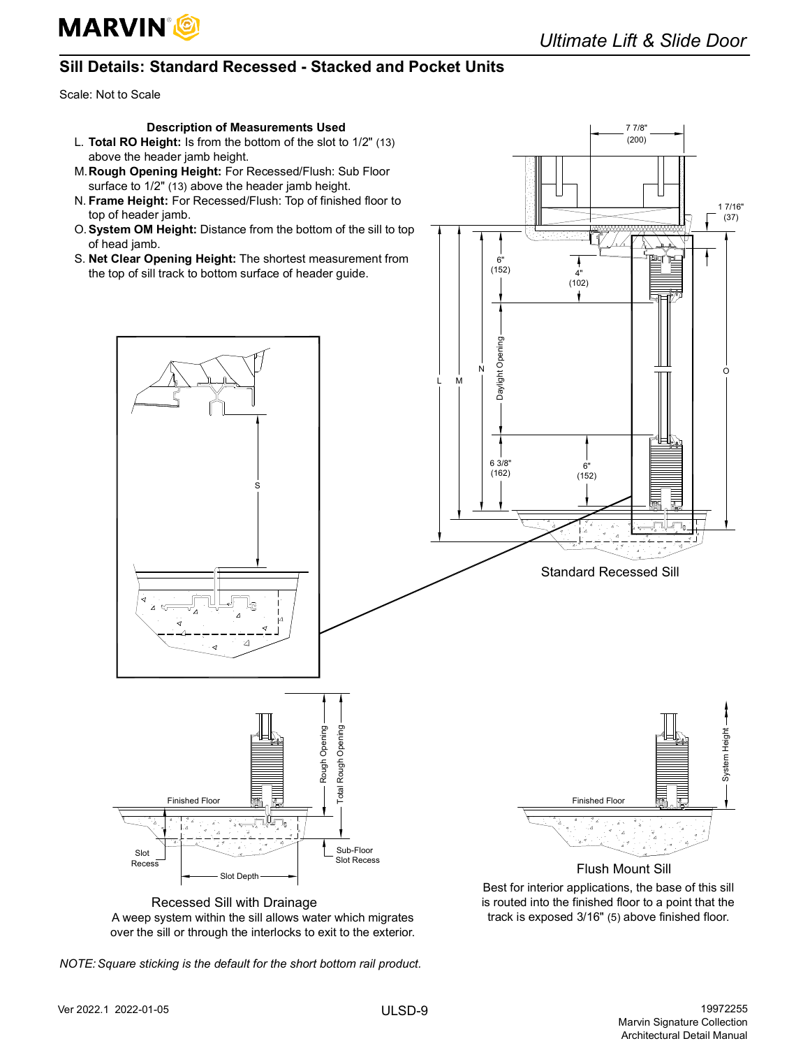## Sill Details: Standard Recessed - Stacked and Pocket Units

Scale: Not to Scale

**Description of Measurements Used**

L. **Total RO Height:** Is from the bottom of the slot to 1/2" (13) above the header jamb height.

M. **Rough Opening Height:** For Recessed/Flush: Sub Floor surface to 1/2" (13) above the header jamb height.

N. **Frame Height:** For Recessed/Flush: Top of finished floor to top of header jamb.

O. **System OM Height:** Distance from the bottom of the sill to top of head jamb.

S. **Net Clear Opening Height:** The shortest measurement from the top of sill track to bottom surface of header guide.

7 7/8" (200)

1 7/16" (37)

6" (152)

4" (102)

Daylight Opening

L M N O S

6 3/8" (162)

6" (152)

Standard Recessed Sill

Finished Floor

Rough Opening

Total Rough Opening

Slot Recess

Sub-Floor Slot Recess

Slot Depth

**Recessed Sill with Drainage**

A weep system within the sill allows water which migrates over the sill or through the interlocks to exit to the exterior.

Finished Floor

System Height

**Flush Mount Sill**

Best for interior applications, the base of this sill is routed into the finished floor to a point that the track is exposed 3/16" (5) above finished floor.

*NOTE: Square sticking is the default for the short bottom rail product.*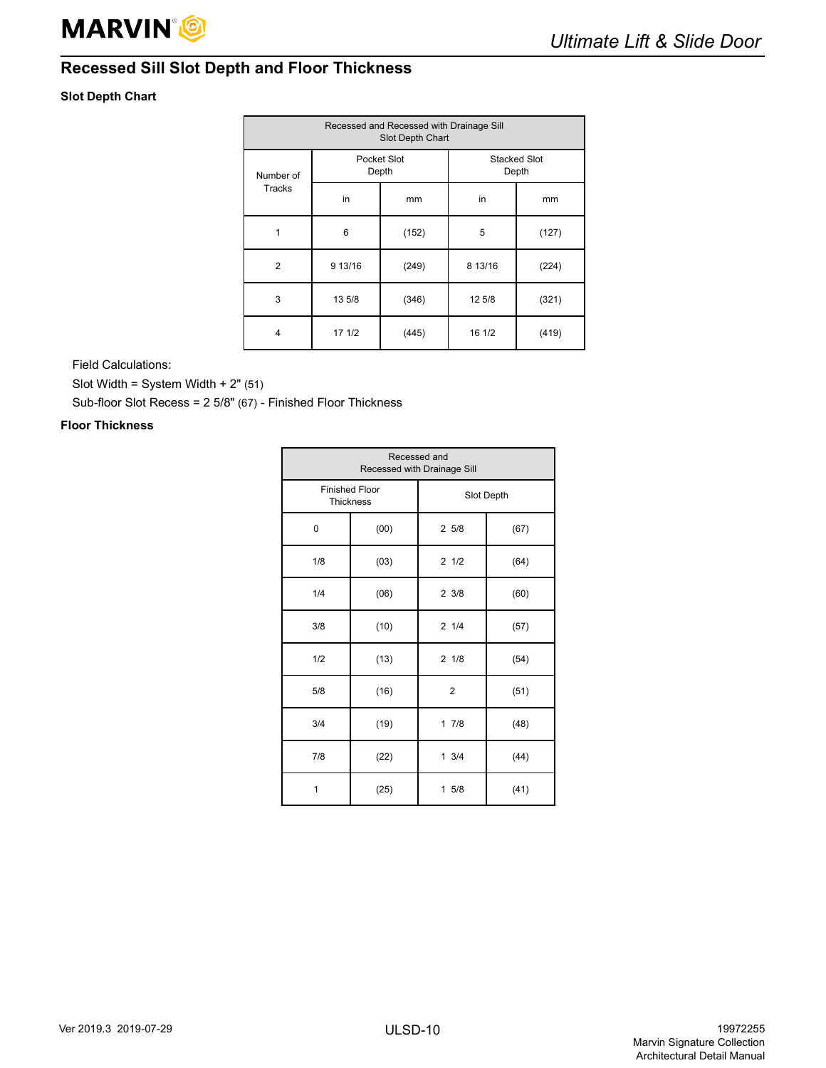## Recessed Sill Slot Depth and Floor Thickness

### Slot Depth Chart

| Recessed and Recessed with Drainage Sill Slot Depth Chart | | | | |
|---|---|---|---|---|
| Number of Tracks | Pocket Slot Depth | | Stacked Slot Depth | |
| | in | mm | in | mm |
| 1 | 6 | (152) | 5 | (127) |
| 2 | 9 13/16 | (249) | 8 13/16 | (224) |
| 3 | 13 5/8 | (346) | 12 5/8 | (321) |
| 4 | 17 1/2 | (445) | 16 1/2 | (419) |

Field Calculations:

Slot Width = System Width + 2" (51)

Sub-floor Slot Recess = 2 5/8" (67) - Finished Floor Thickness

### Floor Thickness

| Recessed and Recessed with Drainage Sill | | | |
|---|---|---|---|
| Finished Floor Thickness | | Slot Depth | |
| 0 | (00) | 2 5/8 | (67) |
| 1/8 | (03) | 2 1/2 | (64) |
| 1/4 | (06) | 2 3/8 | (60) |
| 3/8 | (10) | 2 1/4 | (57) |
| 1/2 | (13) | 2 1/8 | (54) |
| 5/8 | (16) | 2 | (51) |
| 3/4 | (19) | 1 7/8 | (48) |
| 7/8 | (22) | 1 3/4 | (44) |
| 1 | (25) | 1 5/8 | (41) |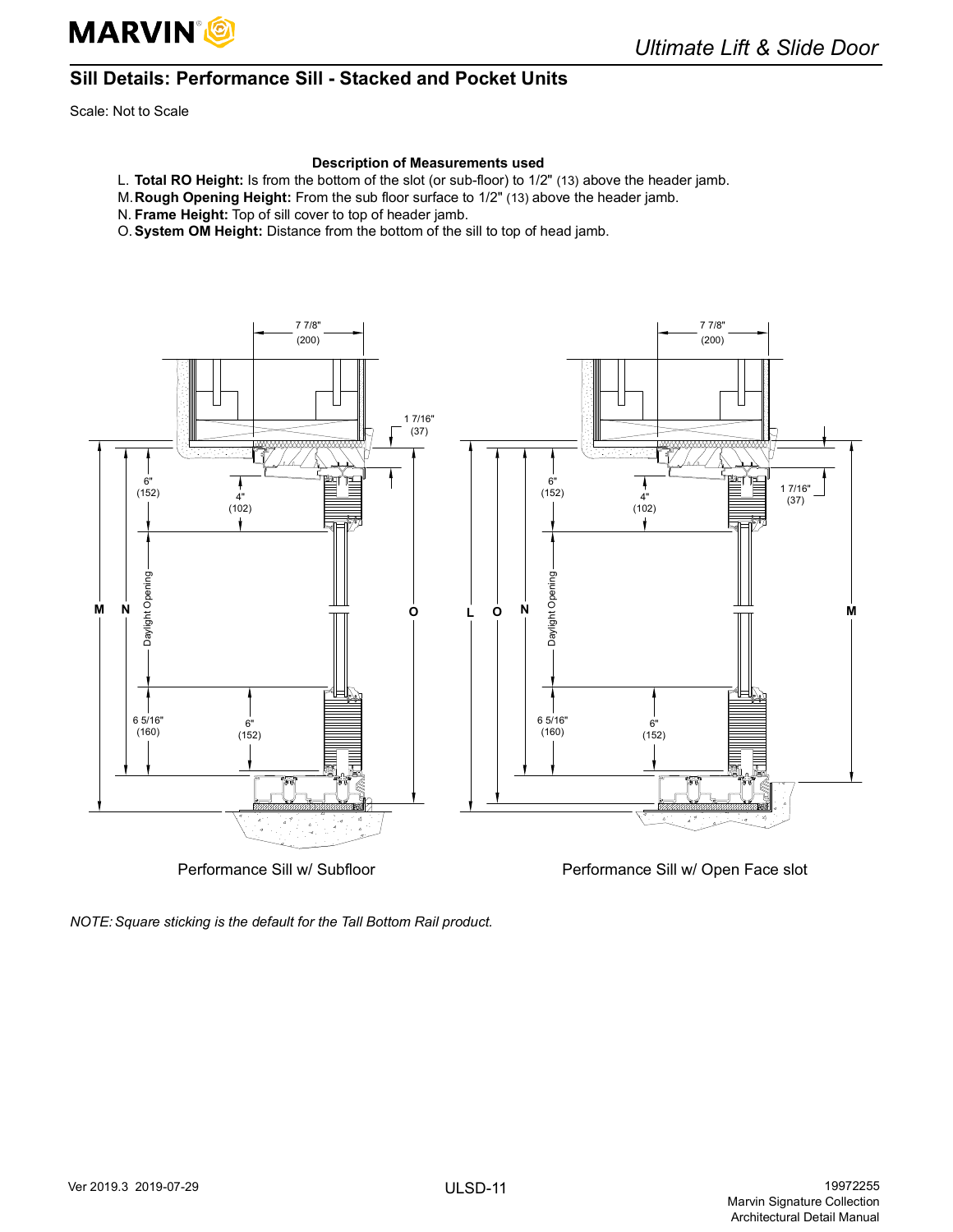## Sill Details: Performance Sill - Stacked and Pocket Units

Scale: Not to Scale

**Description of Measurements used**

L. **Total RO Height:** Is from the bottom of the slot (or sub-floor) to 1/2" (13) above the header jamb.
M. **Rough Opening Height:** From the sub floor surface to 1/2" (13) above the header jamb.
N. **Frame Height:** Top of sill cover to top of header jamb.
O. **System OM Height:** Distance from the bottom of the sill to top of head jamb.

7 7/8" (200)

1 7/16" (37)

6" (152)

4" (102)

Daylight Opening

6 5/16" (160)

6" (152)

M N O

Performance Sill w/ Subfloor

7 7/8" (200)

1 7/16" (37)

6" (152)

4" (102)

Daylight Opening

6 5/16" (160)

6" (152)

L O N M

Performance Sill w/ Open Face slot

*NOTE: Square sticking is the default for the Tall Bottom Rail product.*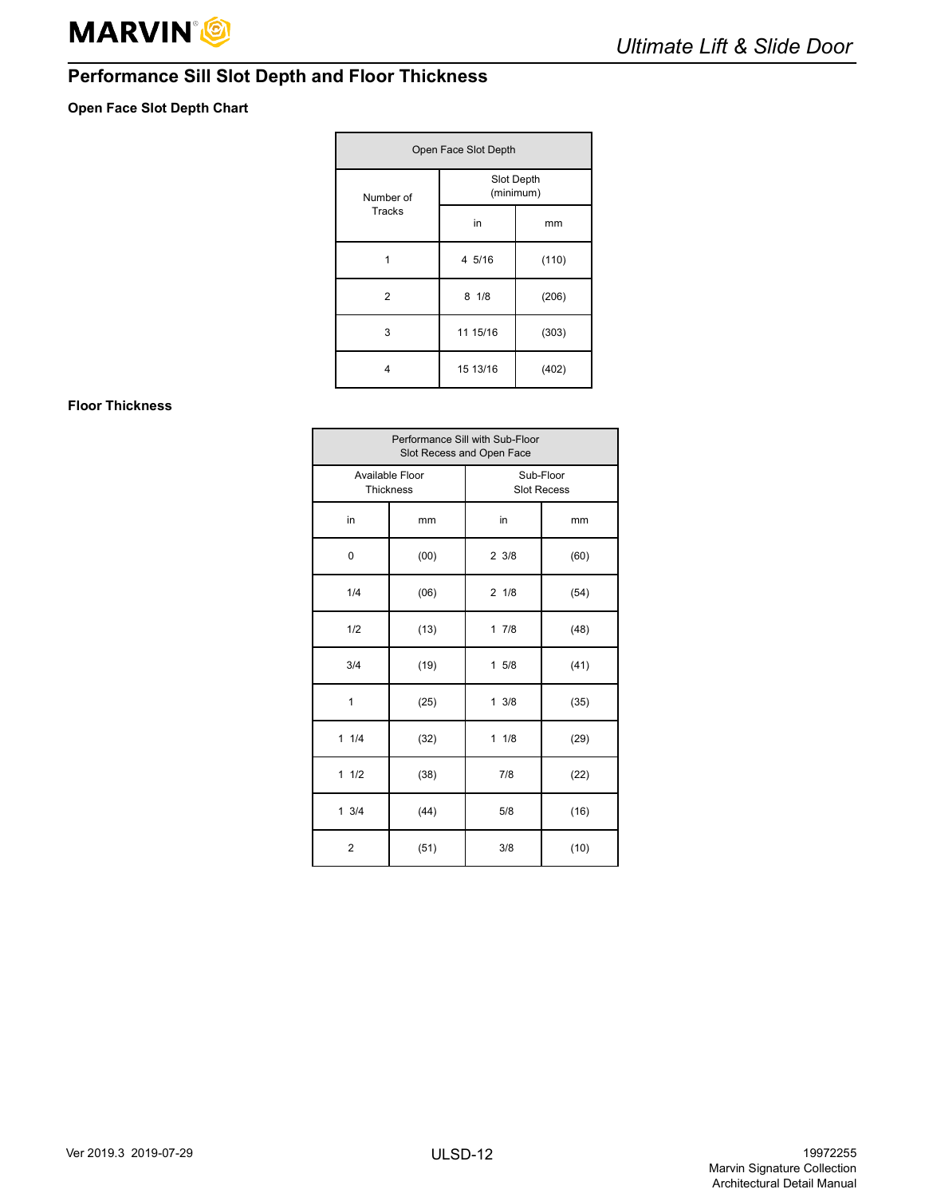## Performance Sill Slot Depth and Floor Thickness

### Open Face Slot Depth Chart

| Open Face Slot Depth | | |
|---|---|---|
| Number of Tracks | Slot Depth (minimum) | |
| | in | mm |
| 1 | 4 5/16 | (110) |
| 2 | 8 1/8 | (206) |
| 3 | 11 15/16 | (303) |
| 4 | 15 13/16 | (402) |

### Floor Thickness

| Performance Sill with Sub-Floor Slot Recess and Open Face | | | |
|---|---|---|---|
| Available Floor Thickness | | Sub-Floor Slot Recess | |
| in | mm | in | mm |
| 0 | (00) | 2 3/8 | (60) |
| 1/4 | (06) | 2 1/8 | (54) |
| 1/2 | (13) | 1 7/8 | (48) |
| 3/4 | (19) | 1 5/8 | (41) |
| 1 | (25) | 1 3/8 | (35) |
| 1 1/4 | (32) | 1 1/8 | (29) |
| 1 1/2 | (38) | 7/8 | (22) |
| 1 3/4 | (44) | 5/8 | (16) |
| 2 | (51) | 3/8 | (10) |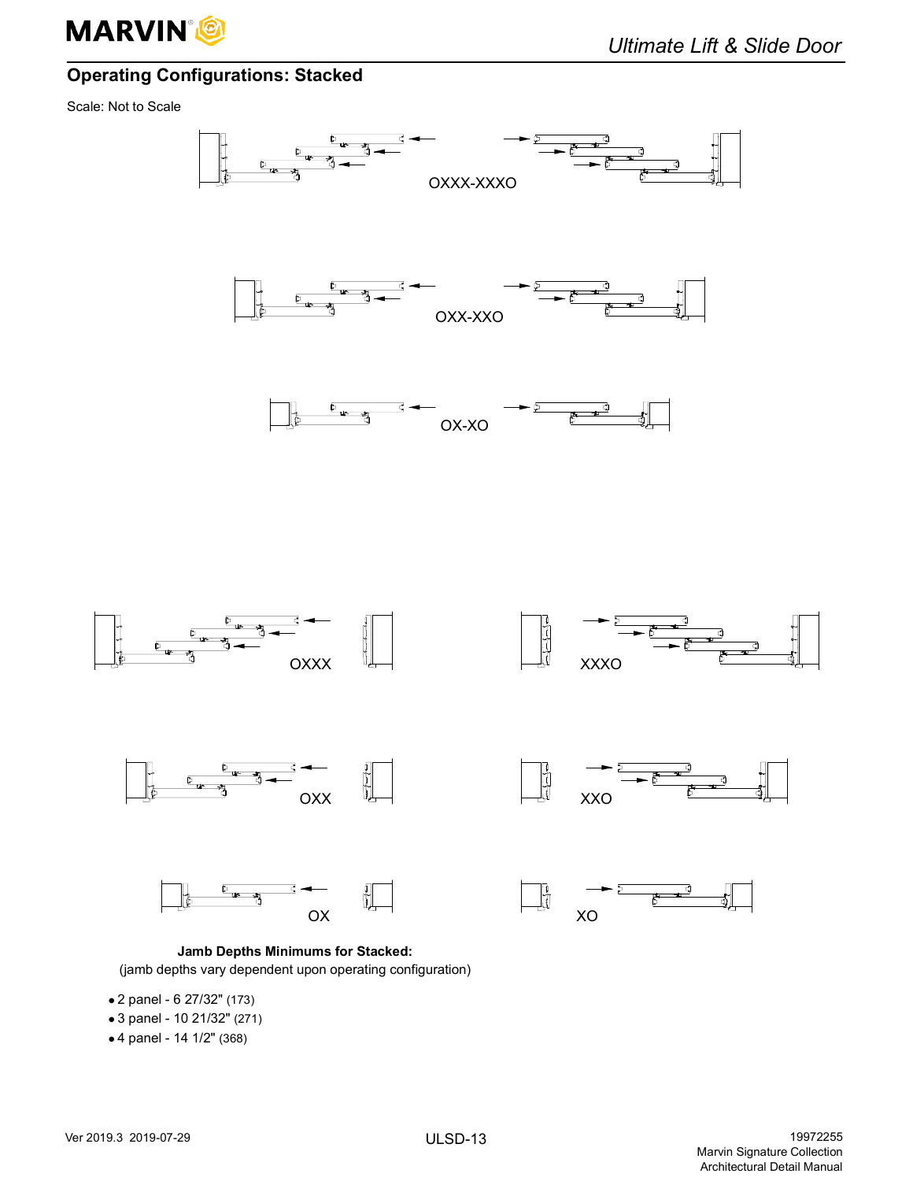## Operating Configurations: Stacked

Scale: Not to Scale

OXXX-XXXO

OXX-XXO

OX-XO

OXXX

XXXO

OXX

XXO

OX

XO

**Jamb Depths Minimums for Stacked:**
(jamb depths vary dependent upon operating configuration)

- 2 panel - 6 27/32" (173)
- 3 panel - 10 21/32" (271)
- 4 panel - 14 1/2" (368)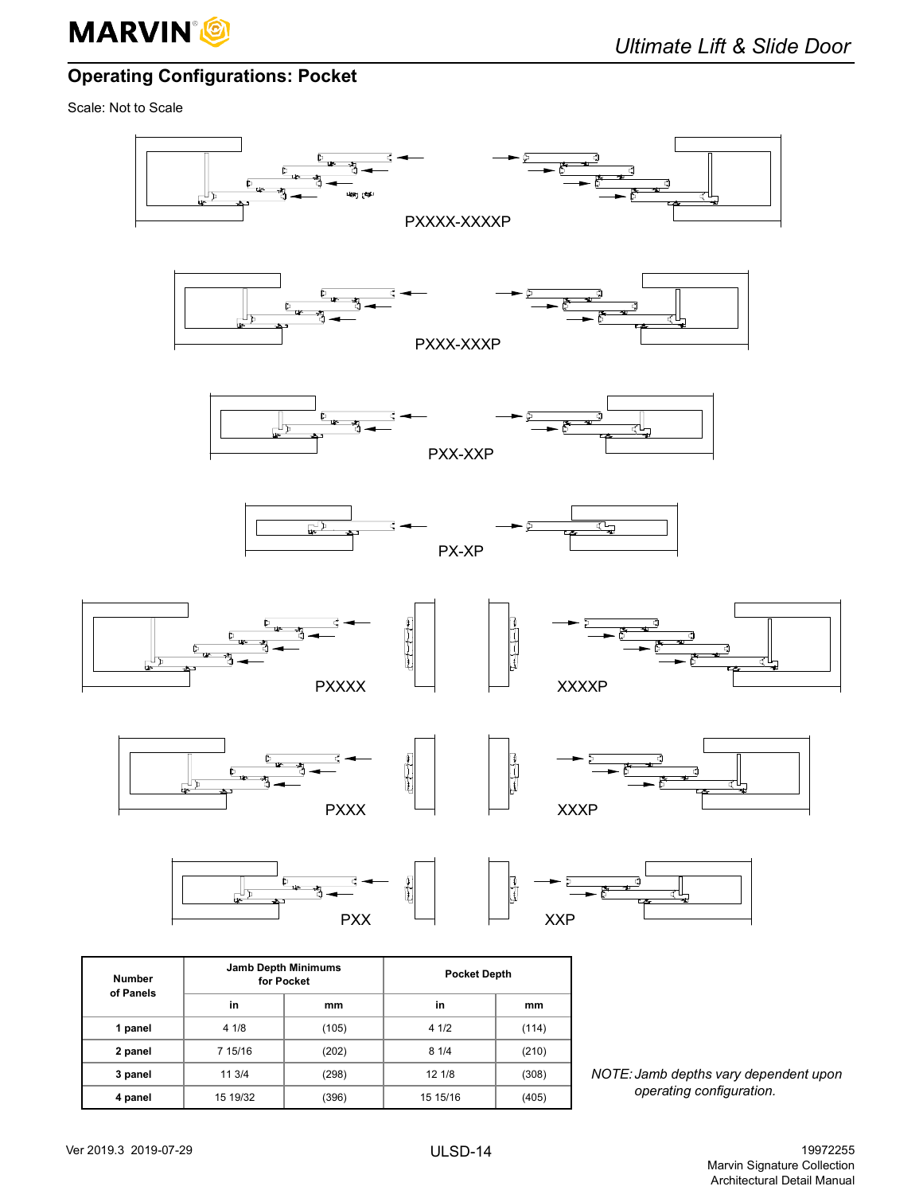## Operating Configurations: Pocket

Scale: Not to Scale

PXXXX-XXXXP

PXXX-XXXP

PXX-XXP

PX-XP

PXXXX

XXXXP

PXXX

XXXP

PXX

XXP

| Number of Panels | Jamb Depth Minimums for Pocket | | Pocket Depth | |
|---|---|---|---|---|
| | in | mm | in | mm |
| **1 panel** | 4 1/8 | (105) | 4 1/2 | (114) |
| **2 panel** | 7 15/16 | (202) | 8 1/4 | (210) |
| **3 panel** | 11 3/4 | (298) | 12 1/8 | (308) |
| **4 panel** | 15 19/32 | (396) | 15 15/16 | (405) |

*NOTE: Jamb depths vary dependent upon operating configuration.*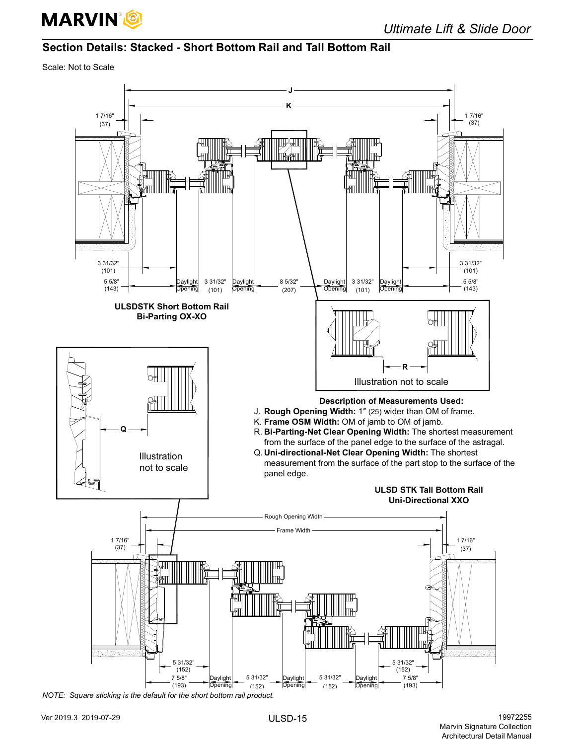## Section Details: Stacked - Short Bottom Rail and Tall Bottom Rail

Scale: Not to Scale

J

K

1 7/16" (37)

1 7/16" (37)

3 31/32" (101)

5 5/8" (143)

Daylight Opening

3 31/32" (101)

Daylight Opening

8 5/32" (207)

Daylight Opening

3 31/32" (101)

Daylight Opening

3 31/32" (101)

5 5/8" (143)

**ULSDSTK Short Bottom Rail Bi-Parting OX-XO**

R

Illustration not to scale

Q

Illustration not to scale

**Description of Measurements Used:**

J. **Rough Opening Width:** 1" (25) wider than OM of frame.

K. **Frame OSM Width:** OM of jamb to OM of jamb.

R. **Bi-Parting-Net Clear Opening Width:** The shortest measurement from the surface of the panel edge to the surface of the astragal.

Q. **Uni-directional-Net Clear Opening Width:** The shortest measurement from the surface of the part stop to the surface of the panel edge.

**ULSD STK Tall Bottom Rail Uni-Directional XXO**

Rough Opening Width

Frame Width

1 7/16" (37)

1 7/16" (37)

5 31/32" (152)

7 5/8" (193)

Daylight Opening

5 31/32" (152)

Daylight Opening

5 31/32" (152)

Daylight Opening

5 31/32" (152)

7 5/8" (193)

*NOTE: Square sticking is the default for the short bottom rail product.*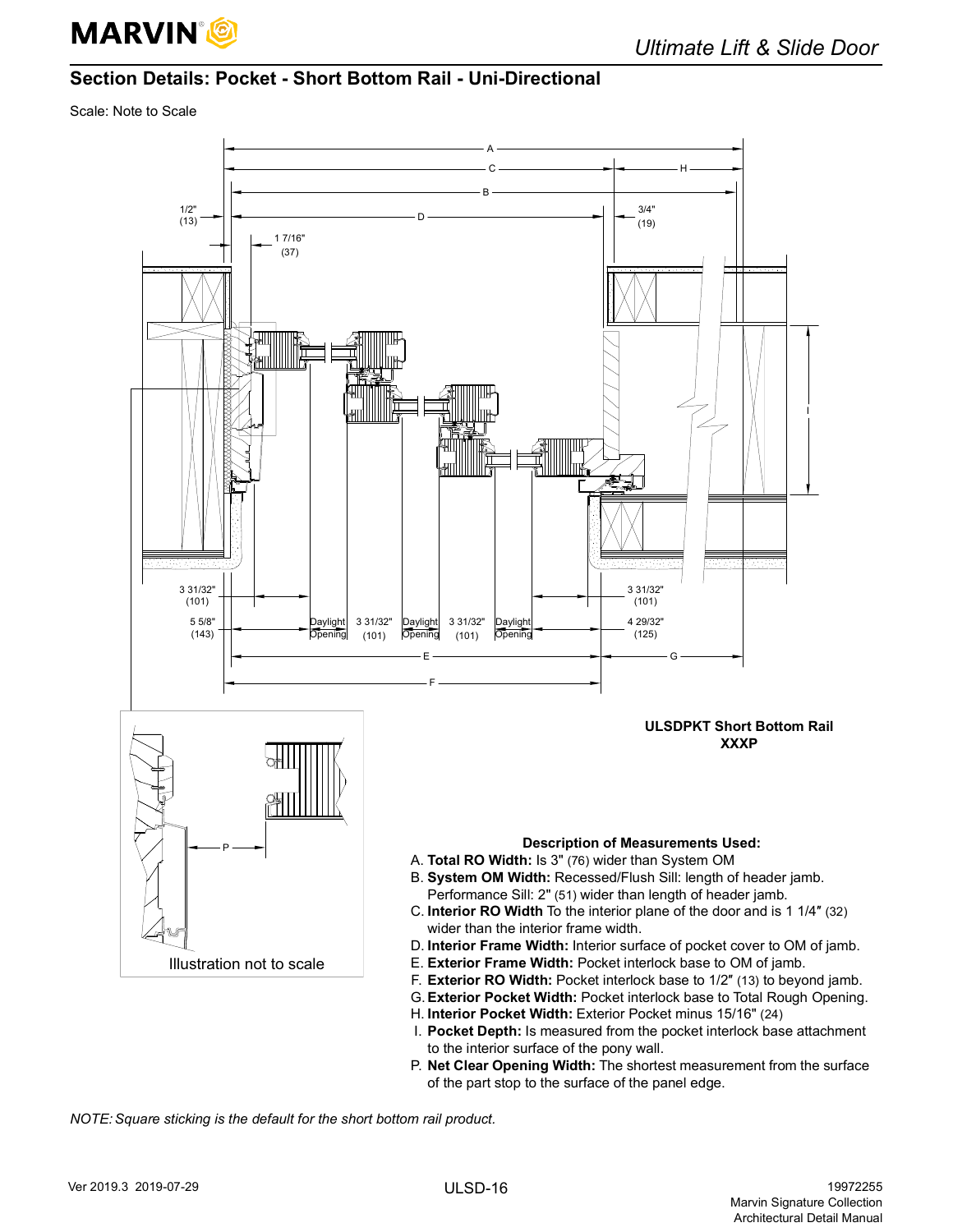## Section Details: Pocket - Short Bottom Rail - Uni-Directional

Scale: Note to Scale

A

C

H

B

1/2" (13)

D

3/4" (19)

1 7/16" (37)

I

3 31/32" (101)

3 31/32" (101)

5 5/8" (143)

Daylight Opening

3 31/32" (101)

Daylight Opening

3 31/32" (101)

Daylight Opening

4 29/32" (125)

E

G

F

P

Illustration not to scale

**ULSDPKT Short Bottom Rail**
**XXXP**

**Description of Measurements Used:**

A. **Total RO Width:** Is 3" (76) wider than System OM
B. **System OM Width:** Recessed/Flush Sill: length of header jamb. Performance Sill: 2" (51) wider than length of header jamb.
C. **Interior RO Width** To the interior plane of the door and is 1 1/4" (32) wider than the interior frame width.
D. **Interior Frame Width:** Interior surface of pocket cover to OM of jamb.
E. **Exterior Frame Width:** Pocket interlock base to OM of jamb.
F. **Exterior RO Width:** Pocket interlock base to 1/2" (13) to beyond jamb.
G. **Exterior Pocket Width:** Pocket interlock base to Total Rough Opening.
H. **Interior Pocket Width:** Exterior Pocket minus 15/16" (24)
I. **Pocket Depth:** Is measured from the pocket interlock base attachment to the interior surface of the pony wall.
P. **Net Clear Opening Width:** The shortest measurement from the surface of the part stop to the surface of the panel edge.

*NOTE: Square sticking is the default for the short bottom rail product.*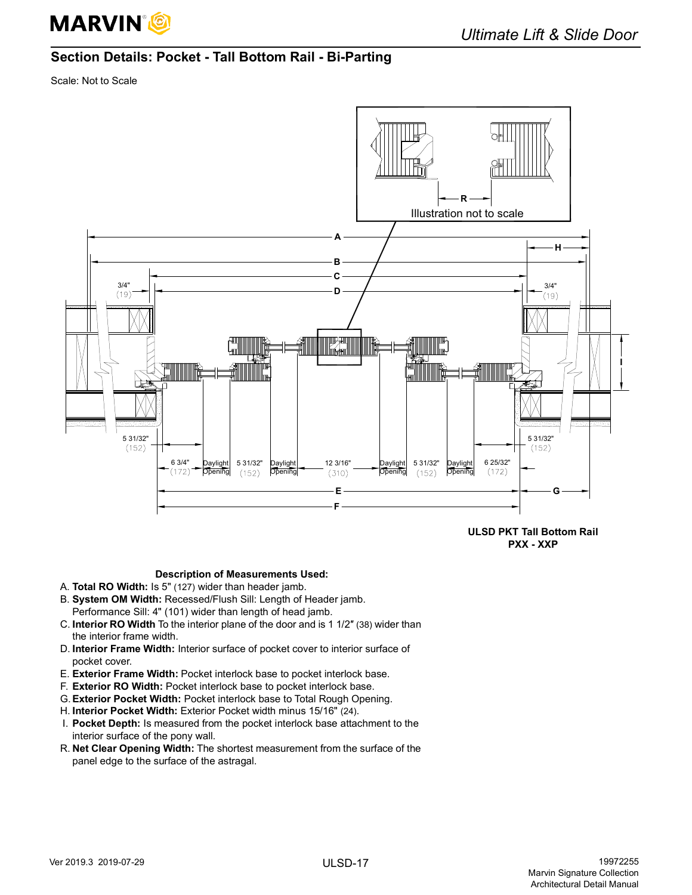## Section Details: Pocket - Tall Bottom Rail - Bi-Parting

Scale: Not to Scale

Illustration not to scale

R

A

H

B

C

D

3/4"
(19)

3/4"
(19)

I

5 31/32"
(152)

5 31/32"
(152)

6 3/4"
(172)

Daylight Opening

5 31/32"
(152)

Daylight Opening

12 3/16"
(310)

Daylight Opening

5 31/32"
(152)

Daylight Opening

6 25/32"
(172)

E

G

F

**ULSD PKT Tall Bottom Rail**
**PXX - XXP**

**Description of Measurements Used:**

A. **Total RO Width:** Is 5" (127) wider than header jamb.
B. **System OM Width:** Recessed/Flush Sill: Length of Header jamb.
   Performance Sill: 4" (101) wider than length of head jamb.
C. **Interior RO Width** To the interior plane of the door and is 1 1/2″ (38) wider than the interior frame width.
D. **Interior Frame Width:** Interior surface of pocket cover to interior surface of pocket cover.
E. **Exterior Frame Width:** Pocket interlock base to pocket interlock base.
F. **Exterior RO Width:** Pocket interlock base to pocket interlock base.
G. **Exterior Pocket Width:** Pocket interlock base to Total Rough Opening.
H. **Interior Pocket Width:** Exterior Pocket width minus 15/16" (24).
I. **Pocket Depth:** Is measured from the pocket interlock base attachment to the interior surface of the pony wall.
R. **Net Clear Opening Width:** The shortest measurement from the surface of the panel edge to the surface of the astragal.